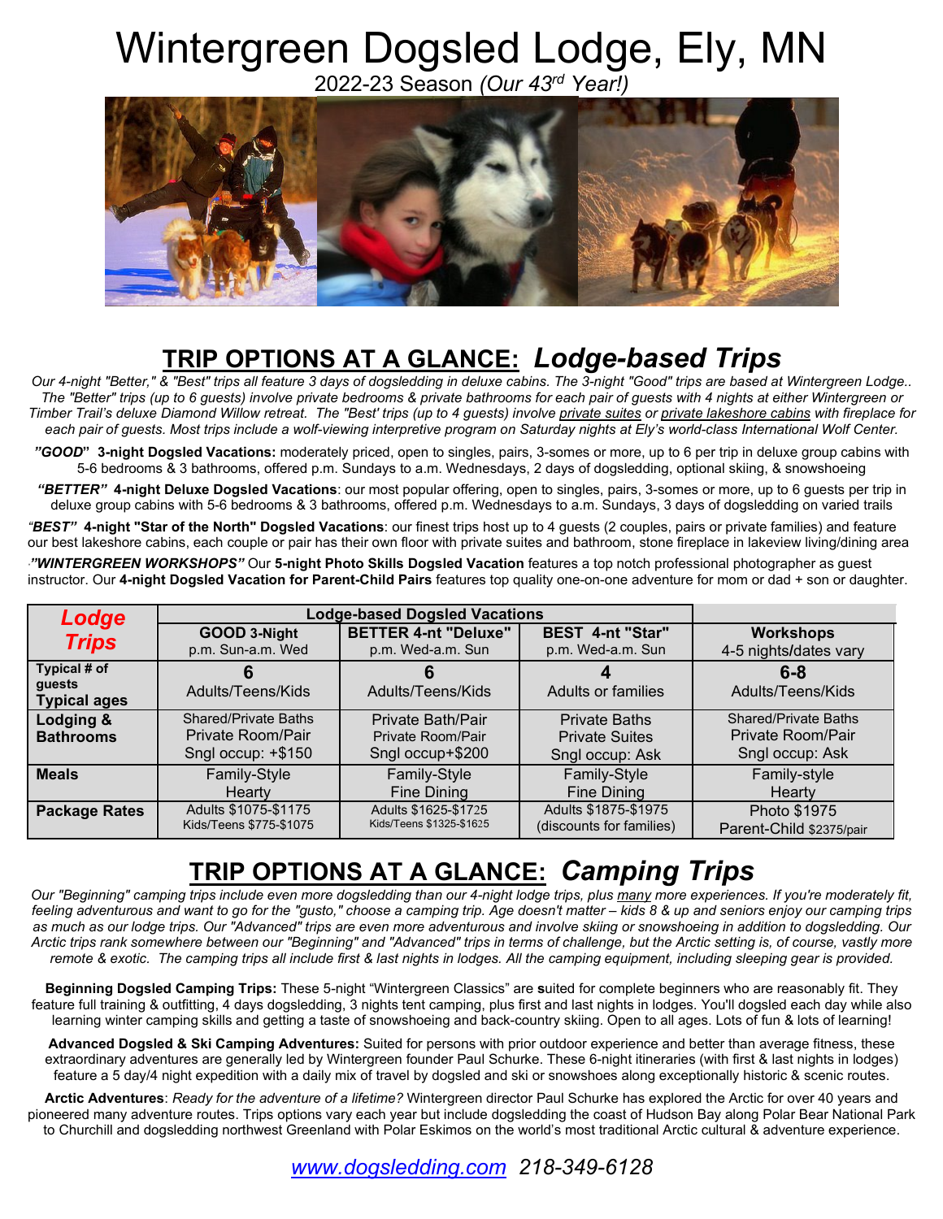# Wintergreen Dogsled Lodge, Ely, MN

2022-23 Season *(Our 43rd Year!)*

## TRIP OPTIONS AT A GLANCE: *Lodge-based Trips*

*Our 4-night "Better," & "Best" trips all feature 3 days of dogsledding in deluxe cabins. The 3-night "Good" trips are based at Wintergreen Lodge.. The "Better" trips (up to 6 guests) involve private bedrooms & private bathrooms for each pair of guests with 4 nights at either Wintergreen or Timber Trail's deluxe Diamond Willow retreat. The "Best' trips (up to 4 guests) involve private suites or private lakeshore cabins with fireplace for each pair of guests. Most trips include a wolf-viewing interpretive program on Saturday nights at Ely's world-class International Wolf Center.*

***"GOOD"* 3-night Dogsled Vacations:** moderately priced, open to singles, pairs, 3-somes or more, up to 6 per trip in deluxe group cabins with 5-6 bedrooms & 3 bathrooms, offered p.m. Sundays to a.m. Wednesdays, 2 days of dogsledding, optional skiing, & snowshoeing

***"BETTER"* 4-night Deluxe Dogsled Vacations**: our most popular offering, open to singles, pairs, 3-somes or more, up to 6 guests per trip in deluxe group cabins with 5-6 bedrooms & 3 bathrooms, offered p.m. Wednesdays to a.m. Sundays, 3 days of dogsledding on varied trails

***"BEST"* 4-night "Star of the North" Dogsled Vacations**: our finest trips host up to 4 guests (2 couples, pairs or private families) and feature our best lakeshore cabins, each couple or pair has their own floor with private suites and bathroom, stone fireplace in lakeview living/dining area

***"WINTERGREEN WORKSHOPS"*** Our **5-night Photo Skills Dogsled Vacation** features a top notch professional photographer as guest instructor. Our **4-night Dogsled Vacation for Parent-Child Pairs** features top quality one-on-one adventure for mom or dad + son or daughter.

| Lodge Trips | Lodge-based Dogsled Vacations | | | |
|---|---|---|---|---|
| | GOOD 3-Night<br>p.m. Sun-a.m. Wed | BETTER 4-nt "Deluxe"<br>p.m. Wed-a.m. Sun | BEST 4-nt "Star"<br>p.m. Wed-a.m. Sun | Workshops<br>4-5 nights/dates vary |
| Typical # of guests<br>Typical ages | 6<br>Adults/Teens/Kids | 6<br>Adults/Teens/Kids | 4<br>Adults or families | 6-8<br>Adults/Teens/Kids |
| Lodging & Bathrooms | Shared/Private Baths<br>Private Room/Pair<br>Sngl occup: +$150 | Private Bath/Pair<br>Private Room/Pair<br>Sngl occup+$200 | Private Baths<br>Private Suites<br>Sngl occup: Ask | Shared/Private Baths<br>Private Room/Pair<br>Sngl occup: Ask |
| Meals | Family-Style<br>Hearty | Family-Style<br>Fine Dining | Family-Style<br>Fine Dining | Family-style<br>Hearty |
| Package Rates | Adults $1075-$1175<br>Kids/Teens $775-$1075 | Adults $1625-$1725<br>Kids/Teens $1325-$1625 | Adults $1875-$1975<br>(discounts for families) | Photo $1975<br>Parent-Child $2375/pair |

## TRIP OPTIONS AT A GLANCE: *Camping Trips*

*Our "Beginning" camping trips include even more dogsledding than our 4-night lodge trips, plus many more experiences. If you're moderately fit, feeling adventurous and want to go for the "gusto," choose a camping trip. Age doesn't matter – kids 8 & up and seniors enjoy our camping trips as much as our lodge trips. Our "Advanced" trips are even more adventurous and involve skiing or snowshoeing in addition to dogsledding. Our Arctic trips rank somewhere between our "Beginning" and "Advanced" trips in terms of challenge, but the Arctic setting is, of course, vastly more remote & exotic. The camping trips all include first & last nights in lodges. All the camping equipment, including sleeping gear is provided.*

**Beginning Dogsled Camping Trips:** These 5-night "Wintergreen Classics" are suited for complete beginners who are reasonably fit. They feature full training & outfitting, 4 days dogsledding, 3 nights tent camping, plus first and last nights in lodges. You'll dogsled each day while also learning winter camping skills and getting a taste of snowshoeing and back-country skiing. Open to all ages. Lots of fun & lots of learning!

**Advanced Dogsled & Ski Camping Adventures:** Suited for persons with prior outdoor experience and better than average fitness, these extraordinary adventures are generally led by Wintergreen founder Paul Schurke. These 6-night itineraries (with first & last nights in lodges) feature a 5 day/4 night expedition with a daily mix of travel by dogsled and ski or snowshoes along exceptionally historic & scenic routes.

**Arctic Adventures**: *Ready for the adventure of a lifetime?* Wintergreen director Paul Schurke has explored the Arctic for over 40 years and pioneered many adventure routes. Trips options vary each year but include dogsledding the coast of Hudson Bay along Polar Bear National Park to Churchill and dogsledding northwest Greenland with Polar Eskimos on the world's most traditional Arctic cultural & adventure experience.

*www.dogsledding.com 218-349-6128*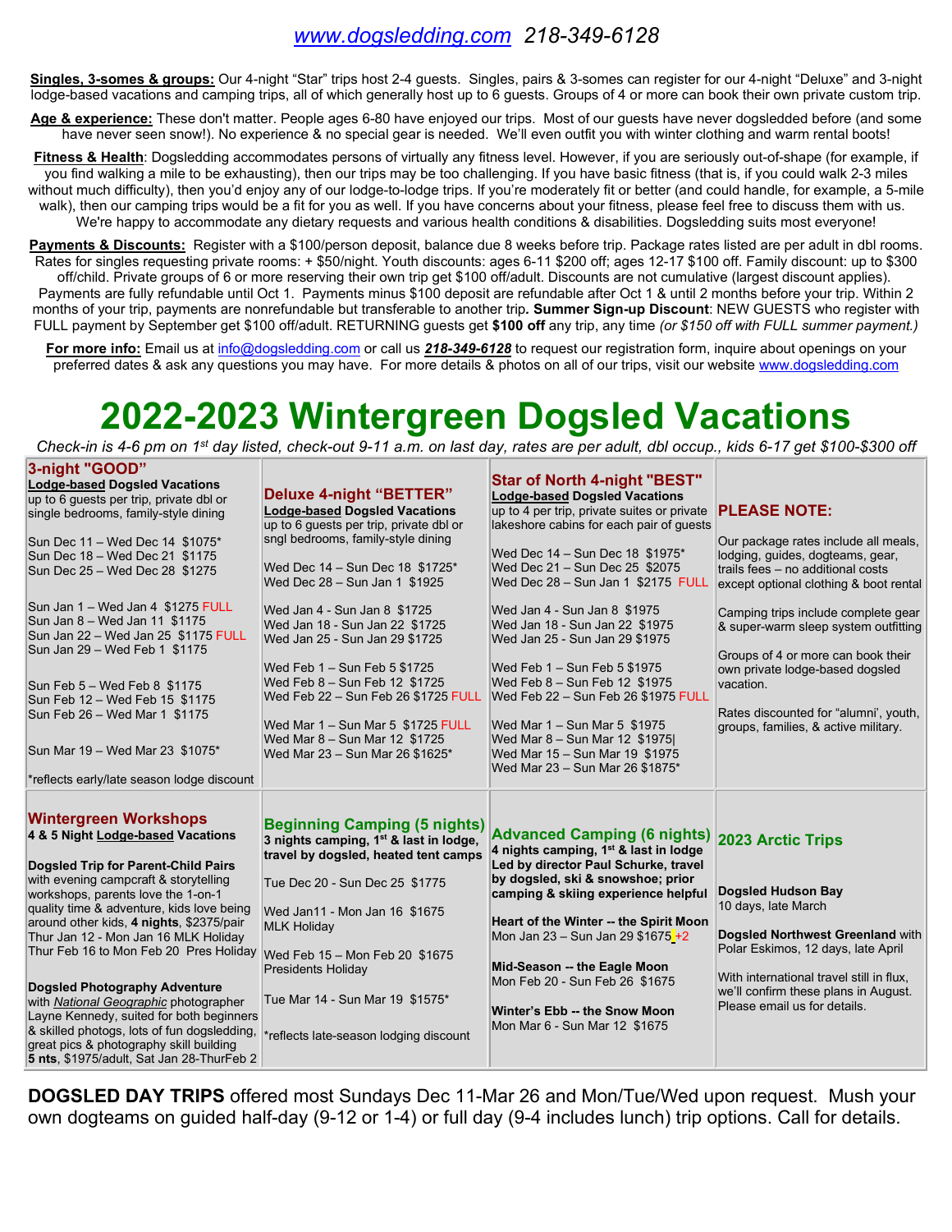www.dogsledding.com 218-349-6128

**Singles, 3-somes & groups:** Our 4-night "Star" trips host 2-4 guests. Singles, pairs & 3-somes can register for our 4-night "Deluxe" and 3-night lodge-based vacations and camping trips, all of which generally host up to 6 guests. Groups of 4 or more can book their own private custom trip.

**Age & experience:** These don't matter. People ages 6-80 have enjoyed our trips. Most of our guests have never dogsledded before (and some have never seen snow!). No experience & no special gear is needed. We'll even outfit you with winter clothing and warm rental boots!

**Fitness & Health**: Dogsledding accommodates persons of virtually any fitness level. However, if you are seriously out-of-shape (for example, if you find walking a mile to be exhausting), then our trips may be too challenging. If you have basic fitness (that is, if you could walk 2-3 miles without much difficulty), then you'd enjoy any of our lodge-to-lodge trips. If you're moderately fit or better (and could handle, for example, a 5-mile walk), then our camping trips would be a fit for you as well. If you have concerns about your fitness, please feel free to discuss them with us. We're happy to accommodate any dietary requests and various health conditions & disabilities. Dogsledding suits most everyone!

**Payments & Discounts:** Register with a $100/person deposit, balance due 8 weeks before trip. Package rates listed are per adult in dbl rooms. Rates for singles requesting private rooms: + $50/night. Youth discounts: ages 6-11 $200 off; ages 12-17 $100 off. Family discount: up to $300 off/child. Private groups of 6 or more reserving their own trip get $100 off/adult. Discounts are not cumulative (largest discount applies). Payments are fully refundable until Oct 1. Payments minus $100 deposit are refundable after Oct 1 & until 2 months before your trip. Within 2 months of your trip, payments are nonrefundable but transferable to another trip. **Summer Sign-up Discount**: NEW GUESTS who register with FULL payment by September get $100 off/adult. RETURNING guests get **$100 off** any trip, any time *(or $150 off with FULL summer payment.)*

**For more info:** Email us at info@dogsledding.com or call us ***218-349-6128*** to request our registration form, inquire about openings on your preferred dates & ask any questions you may have. For more details & photos on all of our trips, visit our website www.dogsledding.com

# 2022-2023 Wintergreen Dogsled Vacations

*Check-in is 4-6 pm on 1st day listed, check-out 9-11 a.m. on last day, rates are per adult, dbl occup., kids 6-17 get $100-$300 off*

| | | | |
|---|---|---|---|
| **3-night "GOOD"**<br>**Lodge-based Dogsled Vacations**<br>up to 6 guests per trip, private dbl or single bedrooms, family-style dining<br><br>Sun Dec 11 – Wed Dec 14 $1075*<br>Sun Dec 18 – Wed Dec 21 $1175<br>Sun Dec 25 – Wed Dec 28 $1275<br><br>Sun Jan 1 – Wed Jan 4 $1275 FULL<br>Sun Jan 8 – Wed Jan 11 $1175<br>Sun Jan 22 – Wed Jan 25 $1175 FULL<br>Sun Jan 29 – Wed Feb 1 $1175<br><br>Sun Feb 5 – Wed Feb 8 $1175<br>Sun Feb 12 – Wed Feb 15 $1175<br>Sun Feb 26 – Wed Mar 1 $1175<br><br>Sun Mar 19 – Wed Mar 23 $1075*<br><br>*reflects early/late season lodge discount | **Deluxe 4-night "BETTER"**<br>**Lodge-based Dogsled Vacations**<br>up to 6 guests per trip, private dbl or sngl bedrooms, family-style dining<br><br>Wed Dec 14 – Sun Dec 18 $1725*<br>Wed Dec 28 – Sun Jan 1 $1925<br><br>Wed Jan 4 - Sun Jan 8 $1725<br>Wed Jan 18 - Sun Jan 22 $1725<br>Wed Jan 25 - Sun Jan 29 $1725<br><br>Wed Feb 1 – Sun Feb 5 $1725<br>Wed Feb 8 – Sun Feb 12 $1725<br>Wed Feb 22 – Sun Feb 26 $1725 FULL<br><br>Wed Mar 1 – Sun Mar 5 $1725 FULL<br>Wed Mar 8 – Sun Mar 12 $1725<br>Wed Mar 23 – Sun Mar 26 $1625* | **Star of North 4-night "BEST"**<br>**Lodge-based Dogsled Vacations**<br>up to 4 per trip, private suites or private lakeshore cabins for each pair of guests<br><br>Wed Dec 14 – Sun Dec 18 $1975*<br>Wed Dec 21 – Sun Dec 25 $2075<br>Wed Dec 28 – Sun Jan 1 $2175 FULL<br><br>Wed Jan 4 - Sun Jan 8 $1975<br>Wed Jan 18 - Sun Jan 22 $1975<br>Wed Jan 25 - Sun Jan 29 $1975<br><br>Wed Feb 1 – Sun Feb 5 $1975<br>Wed Feb 8 – Sun Feb 12 $1975<br>Wed Feb 22 – Sun Feb 26 $1975 FULL<br><br>Wed Mar 1 – Sun Mar 5 $1975<br>Wed Mar 8 – Sun Mar 12 $1975\|<br>Wed Mar 15 – Sun Mar 19 $1975<br>Wed Mar 23 – Sun Mar 26 $1875* | **PLEASE NOTE:**<br><br>Our package rates include all meals, lodging, guides, dogteams, gear, trails fees – no additional costs except optional clothing & boot rental<br><br>Camping trips include complete gear & super-warm sleep system outfitting<br><br>Groups of 4 or more can book their own private lodge-based dogsled vacation.<br><br>Rates discounted for "alumni', youth, groups, families, & active military. |
| **Wintergreen Workshops**<br>**4 & 5 Night Lodge-based Vacations**<br><br>**Dogsled Trip for Parent-Child Pairs** with evening campcraft & storytelling workshops, parents love the 1-on-1 quality time & adventure, kids love being around other kids, **4 nights**, $2375/pair<br>Thur Jan 12 - Mon Jan 16 MLK Holiday<br>Thur Feb 16 to Mon Feb 20 Pres Holiday<br><br>**Dogsled Photography Adventure** with *National Geographic* photographer Layne Kennedy, suited for both beginners & skilled photogs, lots of fun dogsledding, great pics & photography skill building<br>**5 nts**, $1975/adult, Sat Jan 28-ThurFeb 2 | **Beginning Camping (5 nights)**<br>**3 nights camping, 1st & last in lodge, travel by dogsled, heated tent camps**<br><br>Tue Dec 20 - Sun Dec 25 $1775<br><br>Wed Jan11 - Mon Jan 16 $1675<br>MLK Holiday<br><br>Wed Feb 15 – Mon Feb 20 $1675<br>Presidents Holiday<br><br>Tue Mar 14 - Sun Mar 19 $1575*<br><br>*reflects late-season lodging discount | **Advanced Camping (6 nights)**<br>**4 nights camping, 1st & last in lodge Led by director Paul Schurke, travel by dogsled, ski & snowshoe; prior camping & skiing experience helpful**<br><br>**Heart of the Winter -- the Spirit Moon**<br>Mon Jan 23 – Sun Jan 29 $1675 +2<br><br>**Mid-Season -- the Eagle Moon**<br>Mon Feb 20 - Sun Feb 26 $1675<br><br>**Winter's Ebb -- the Snow Moon**<br>Mon Mar 6 - Sun Mar 12 $1675 | **2023 Arctic Trips**<br><br>**Dogsled Hudson Bay**<br>10 days, late March<br><br>**Dogsled Northwest Greenland** with Polar Eskimos, 12 days, late April<br><br>With international travel still in flux, we'll confirm these plans in August. Please email us for details. |

**DOGSLED DAY TRIPS** offered most Sundays Dec 11-Mar 26 and Mon/Tue/Wed upon request. Mush your own dogteams on guided half-day (9-12 or 1-4) or full day (9-4 includes lunch) trip options. Call for details.